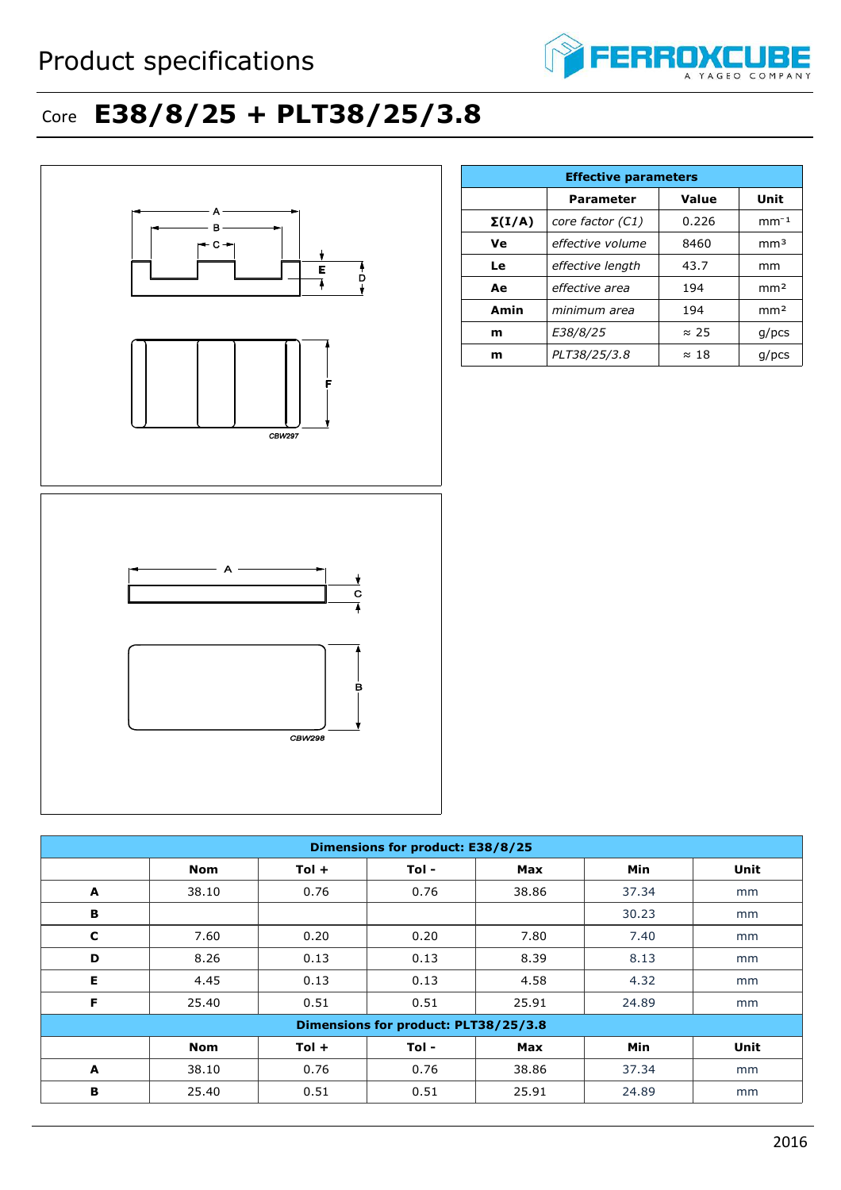# Product specifications

FERROXCUBE
A YAGEO COMPANY

## Core **E38/8/25 + PLT38/25/3.8**

A
B
C
E
D
F
CBW297

A
C
B
CBW298

| Effective parameters | | | |
|---|---|---|---|
| | **Parameter** | **Value** | **Unit** |
| **Σ(I/A)** | *core factor (C1)* | 0.226 | $mm^{-1}$ |
| **Ve** | *effective volume* | 8460 | $mm^3$ |
| **Le** | *effective length* | 43.7 | mm |
| **Ae** | *effective area* | 194 | $mm^2$ |
| **Amin** | *minimum area* | 194 | $mm^2$ |
| **m** | *E38/8/25* | ≈ 25 | g/pcs |
| **m** | *PLT38/25/3.8* | ≈ 18 | g/pcs |

| Dimensions for product: E38/8/25 | | | | | | |
|---|---|---|---|---|---|---|
| | **Nom** | **Tol +** | **Tol -** | **Max** | **Min** | **Unit** |
| **A** | 38.10 | 0.76 | 0.76 | 38.86 | 37.34 | mm |
| **B** | | | | | 30.23 | mm |
| **C** | 7.60 | 0.20 | 0.20 | 7.80 | 7.40 | mm |
| **D** | 8.26 | 0.13 | 0.13 | 8.39 | 8.13 | mm |
| **E** | 4.45 | 0.13 | 0.13 | 4.58 | 4.32 | mm |
| **F** | 25.40 | 0.51 | 0.51 | 25.91 | 24.89 | mm |

| Dimensions for product: PLT38/25/3.8 | | | | | | |
|---|---|---|---|---|---|---|
| | **Nom** | **Tol +** | **Tol -** | **Max** | **Min** | **Unit** |
| **A** | 38.10 | 0.76 | 0.76 | 38.86 | 37.34 | mm |
| **B** | 25.40 | 0.51 | 0.51 | 25.91 | 24.89 | mm |

2016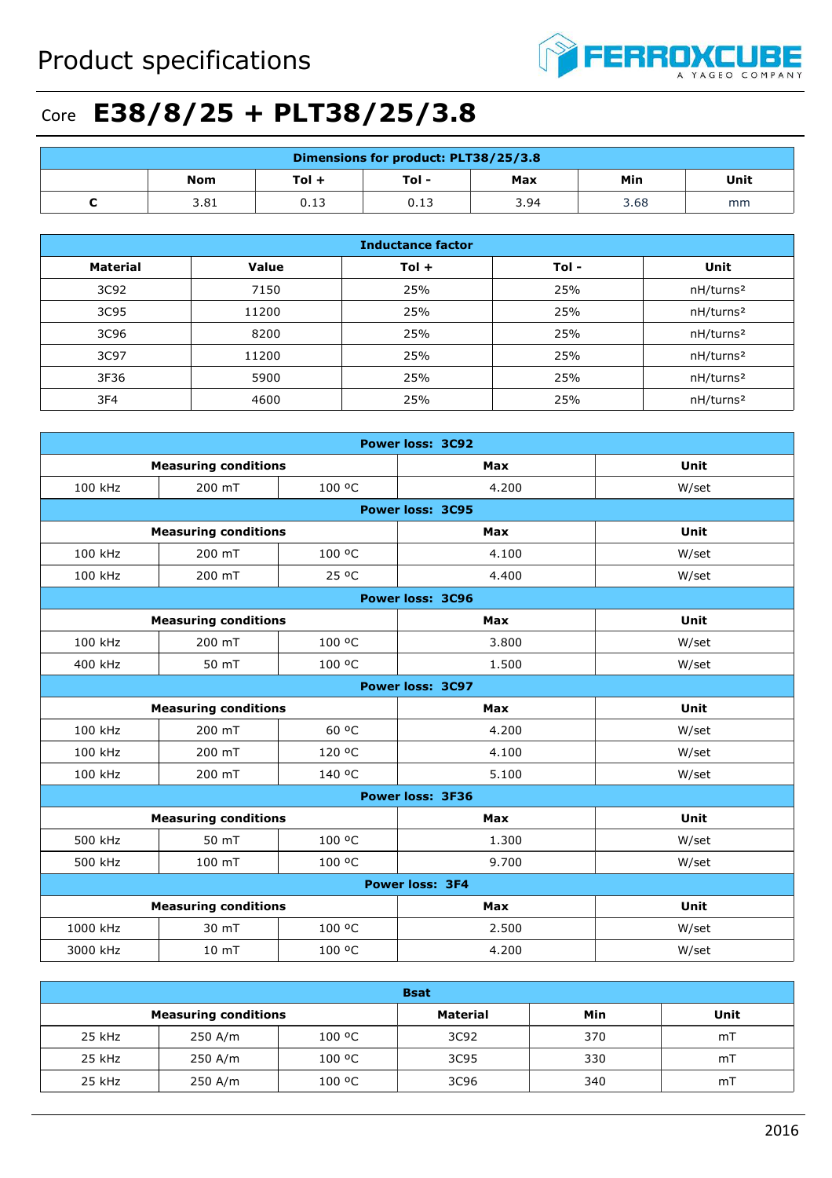Product specifications

FERROXCUBE
A YAGEO COMPANY

# Core **E38/8/25 + PLT38/25/3.8**

| Dimensions for product: PLT38/25/3.8 | | | | | | |
|---|---|---|---|---|---|---|
| | **Nom** | **Tol +** | **Tol -** | **Max** | **Min** | **Unit** |
| **C** | 3.81 | 0.13 | 0.13 | 3.94 | 3.68 | mm |

| Inductance factor | | | | |
|---|---|---|---|---|
| **Material** | **Value** | **Tol +** | **Tol -** | **Unit** |
| 3C92 | 7150 | 25% | 25% | nH/turns² |
| 3C95 | 11200 | 25% | 25% | nH/turns² |
| 3C96 | 8200 | 25% | 25% | nH/turns² |
| 3C97 | 11200 | 25% | 25% | nH/turns² |
| 3F36 | 5900 | 25% | 25% | nH/turns² |
| 3F4 | 4600 | 25% | 25% | nH/turns² |

| Power loss: 3C92 | | | | |
|---|---|---|---|---|
| **Measuring conditions** | | | **Max** | **Unit** |
| 100 kHz | 200 mT | 100 ºC | 4.200 | W/set |
| **Power loss: 3C95** | | | | |
| **Measuring conditions** | | | **Max** | **Unit** |
| 100 kHz | 200 mT | 100 ºC | 4.100 | W/set |
| 100 kHz | 200 mT | 25 ºC | 4.400 | W/set |
| **Power loss: 3C96** | | | | |
| **Measuring conditions** | | | **Max** | **Unit** |
| 100 kHz | 200 mT | 100 ºC | 3.800 | W/set |
| 400 kHz | 50 mT | 100 ºC | 1.500 | W/set |
| **Power loss: 3C97** | | | | |
| **Measuring conditions** | | | **Max** | **Unit** |
| 100 kHz | 200 mT | 60 ºC | 4.200 | W/set |
| 100 kHz | 200 mT | 120 ºC | 4.100 | W/set |
| 100 kHz | 200 mT | 140 ºC | 5.100 | W/set |
| **Power loss: 3F36** | | | | |
| **Measuring conditions** | | | **Max** | **Unit** |
| 500 kHz | 50 mT | 100 ºC | 1.300 | W/set |
| 500 kHz | 100 mT | 100 ºC | 9.700 | W/set |
| **Power loss: 3F4** | | | | |
| **Measuring conditions** | | | **Max** | **Unit** |
| 1000 kHz | 30 mT | 100 ºC | 2.500 | W/set |
| 3000 kHz | 10 mT | 100 ºC | 4.200 | W/set |

| Bsat | | | | | |
|---|---|---|---|---|---|
| **Measuring conditions** | | | **Material** | **Min** | **Unit** |
| 25 kHz | 250 A/m | 100 ºC | 3C92 | 370 | mT |
| 25 kHz | 250 A/m | 100 ºC | 3C95 | 330 | mT |
| 25 kHz | 250 A/m | 100 ºC | 3C96 | 340 | mT |

2016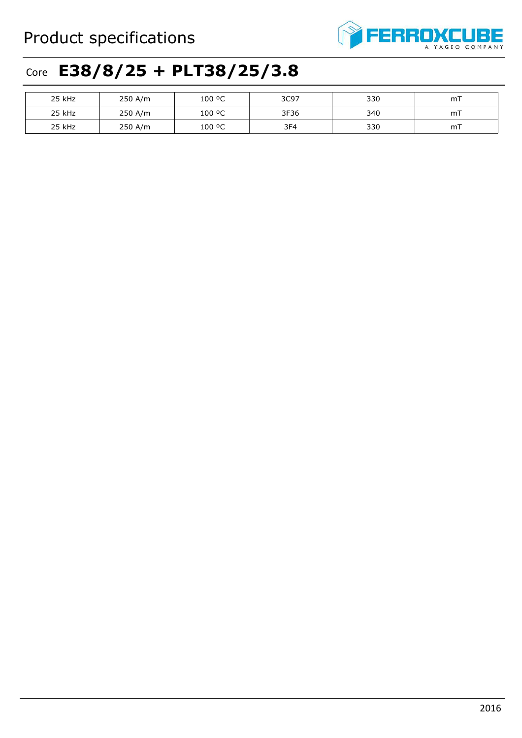# Core E38/8/25 + PLT38/25/3.8

| | | | | | |
|---|---|---|---|---|---|
| 25 kHz | 250 A/m | 100 ºC | 3C97 | 330 | mT |
| 25 kHz | 250 A/m | 100 ºC | 3F36 | 340 | mT |
| 25 kHz | 250 A/m | 100 ºC | 3F4 | 330 | mT |